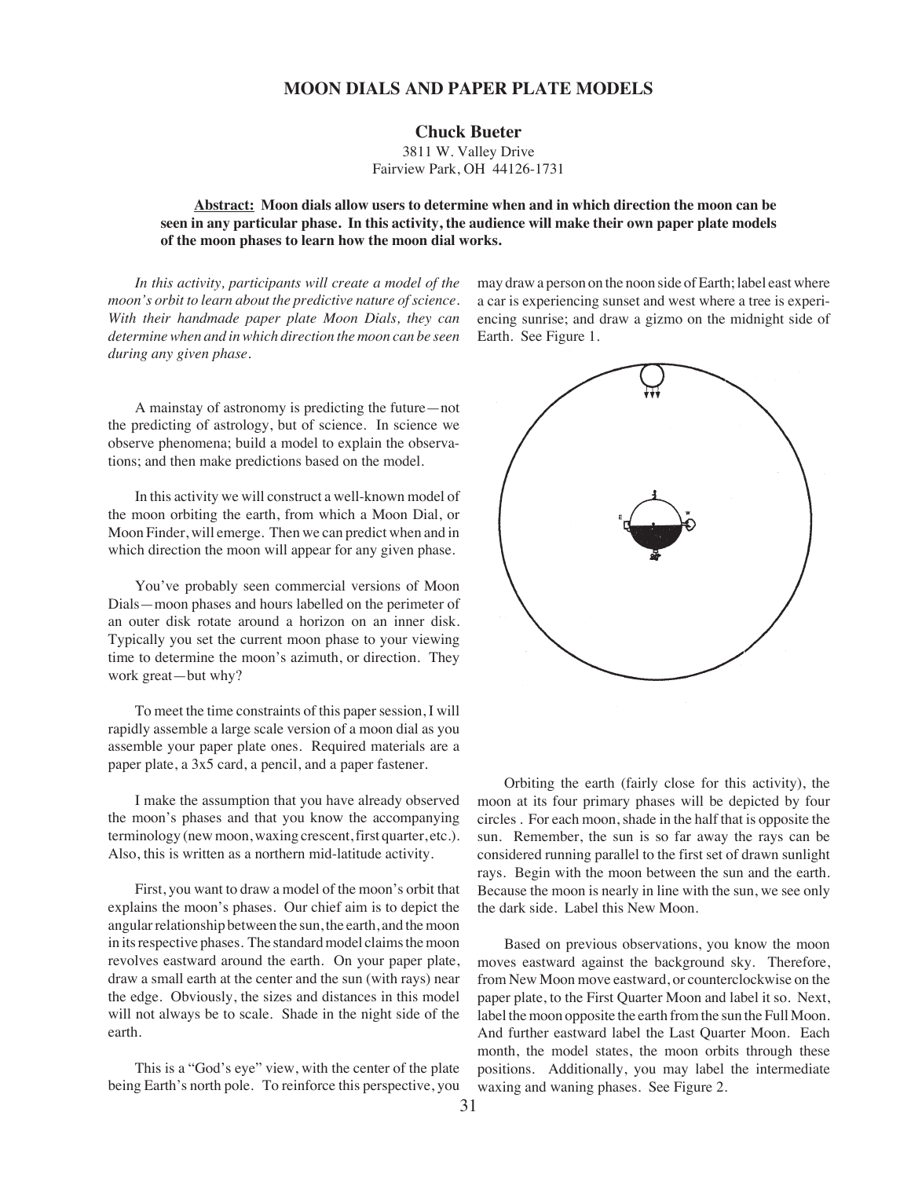# MOON DIALS AND PAPER PLATE MODELS

**Chuck Bueter**

3811 W. Valley Drive
Fairview Park, OH 44126-1731

**Abstract: Moon dials allow users to determine when and in which direction the moon can be seen in any particular phase. In this activity, the audience will make their own paper plate models of the moon phases to learn how the moon dial works.**

*In this activity, participants will create a model of the moon's orbit to learn about the predictive nature of science. With their handmade paper plate Moon Dials, they can determine when and in which direction the moon can be seen during any given phase.*

A mainstay of astronomy is predicting the future—not the predicting of astrology, but of science. In science we observe phenomena; build a model to explain the observations; and then make predictions based on the model.

In this activity we will construct a well-known model of the moon orbiting the earth, from which a Moon Dial, or Moon Finder, will emerge. Then we can predict when and in which direction the moon will appear for any given phase.

You've probably seen commercial versions of Moon Dials—moon phases and hours labelled on the perimeter of an outer disk rotate around a horizon on an inner disk. Typically you set the current moon phase to your viewing time to determine the moon's azimuth, or direction. They work great—but why?

To meet the time constraints of this paper session, I will rapidly assemble a large scale version of a moon dial as you assemble your paper plate ones. Required materials are a paper plate, a 3x5 card, a pencil, and a paper fastener.

I make the assumption that you have already observed the moon's phases and that you know the accompanying terminology (new moon, waxing crescent, first quarter, etc.). Also, this is written as a northern mid-latitude activity.

First, you want to draw a model of the moon's orbit that explains the moon's phases. Our chief aim is to depict the angular relationship between the sun, the earth, and the moon in its respective phases. The standard model claims the moon revolves eastward around the earth. On your paper plate, draw a small earth at the center and the sun (with rays) near the edge. Obviously, the sizes and distances in this model will not always be to scale. Shade in the night side of the earth.

This is a "God's eye" view, with the center of the plate being Earth's north pole. To reinforce this perspective, you may draw a person on the noon side of Earth; label east where a car is experiencing sunset and west where a tree is experiencing sunrise; and draw a gizmo on the midnight side of Earth. See Figure 1.

Orbiting the earth (fairly close for this activity), the moon at its four primary phases will be depicted by four circles . For each moon, shade in the half that is opposite the sun. Remember, the sun is so far away the rays can be considered running parallel to the first set of drawn sunlight rays. Begin with the moon between the sun and the earth. Because the moon is nearly in line with the sun, we see only the dark side. Label this New Moon.

Based on previous observations, you know the moon moves eastward against the background sky. Therefore, from New Moon move eastward, or counterclockwise on the paper plate, to the First Quarter Moon and label it so. Next, label the moon opposite the earth from the sun the Full Moon. And further eastward label the Last Quarter Moon. Each month, the model states, the moon orbits through these positions. Additionally, you may label the intermediate waxing and waning phases. See Figure 2.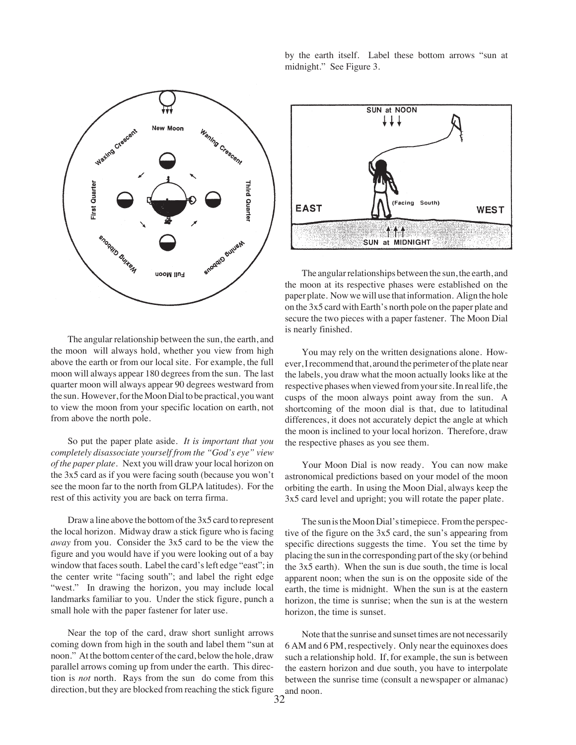by the earth itself. Label these bottom arrows "sun at midnight." See Figure 3.

New Moon
Waxing Crescent
Waning Crescent
First Quarter
Third Quarter
Waxing Gibbous
Waning Gibbous
Full Moon

SUN at NOON
(Facing South)
EAST
WEST
SUN at MIDNIGHT

The angular relationship between the sun, the earth, and the moon will always hold, whether you view from high above the earth or from our local site. For example, the full moon will always appear 180 degrees from the sun. The last quarter moon will always appear 90 degrees westward from the sun. However, for the Moon Dial to be practical, you want to view the moon from your specific location on earth, not from above the north pole.

So put the paper plate aside. *It is important that you completely disassociate yourself from the "God's eye" view of the paper plate.* Next you will draw your local horizon on the 3x5 card as if you were facing south (because you won't see the moon far to the north from GLPA latitudes). For the rest of this activity you are back on terra firma.

Draw a line above the bottom of the 3x5 card to represent the local horizon. Midway draw a stick figure who is facing *away* from you. Consider the 3x5 card to be the view the figure and you would have if you were looking out of a bay window that faces south. Label the card's left edge "east"; in the center write "facing south"; and label the right edge "west." In drawing the horizon, you may include local landmarks familiar to you. Under the stick figure, punch a small hole with the paper fastener for later use.

Near the top of the card, draw short sunlight arrows coming down from high in the south and label them "sun at noon." At the bottom center of the card, below the hole, draw parallel arrows coming up from under the earth. This direction is *not* north. Rays from the sun do come from this direction, but they are blocked from reaching the stick figure by the earth itself. Label these bottom arrows "sun at midnight." See Figure 3.

The angular relationships between the sun, the earth, and the moon at its respective phases were established on the paper plate. Now we will use that information. Align the hole on the 3x5 card with Earth's north pole on the paper plate and secure the two pieces with a paper fastener. The Moon Dial is nearly finished.

You may rely on the written designations alone. However, I recommend that, around the perimeter of the plate near the labels, you draw what the moon actually looks like at the respective phases when viewed from your site. In real life, the cusps of the moon always point away from the sun. A shortcoming of the moon dial is that, due to latitudinal differences, it does not accurately depict the angle at which the moon is inclined to your local horizon. Therefore, draw the respective phases as you see them.

Your Moon Dial is now ready. You can now make astronomical predictions based on your model of the moon orbiting the earth. In using the Moon Dial, always keep the 3x5 card level and upright; you will rotate the paper plate.

The sun is the Moon Dial's timepiece. From the perspective of the figure on the 3x5 card, the sun's appearing from specific directions suggests the time. You set the time by placing the sun in the corresponding part of the sky (or behind the 3x5 earth). When the sun is due south, the time is local apparent noon; when the sun is on the opposite side of the earth, the time is midnight. When the sun is at the eastern horizon, the time is sunrise; when the sun is at the western horizon, the time is sunset.

Note that the sunrise and sunset times are not necessarily 6 AM and 6 PM, respectively. Only near the equinoxes does such a relationship hold. If, for example, the sun is between the eastern horizon and due south, you have to interpolate between the sunrise time (consult a newspaper or almanac) and noon.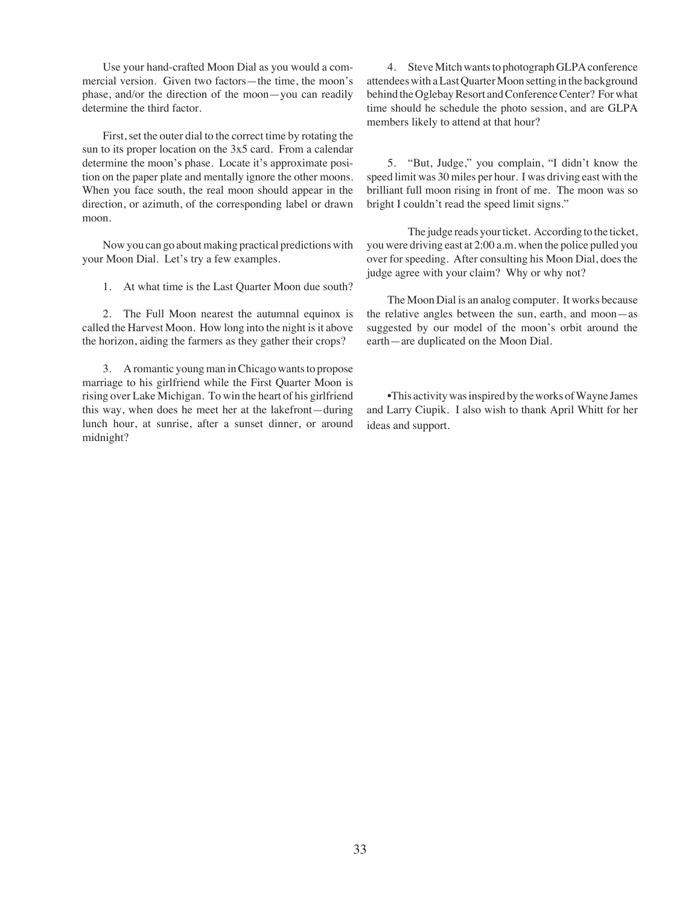Use your hand-crafted Moon Dial as you would a commercial version. Given two factors—the time, the moon's phase, and/or the direction of the moon—you can readily determine the third factor.

First, set the outer dial to the correct time by rotating the sun to its proper location on the 3x5 card. From a calendar determine the moon's phase. Locate it's approximate position on the paper plate and mentally ignore the other moons. When you face south, the real moon should appear in the direction, or azimuth, of the corresponding label or drawn moon.

Now you can go about making practical predictions with your Moon Dial. Let's try a few examples.

1. At what time is the Last Quarter Moon due south?

2. The Full Moon nearest the autumnal equinox is called the Harvest Moon. How long into the night is it above the horizon, aiding the farmers as they gather their crops?

3. A romantic young man in Chicago wants to propose marriage to his girlfriend while the First Quarter Moon is rising over Lake Michigan. To win the heart of his girlfriend this way, when does he meet her at the lakefront—during lunch hour, at sunrise, after a sunset dinner, or around midnight?

4. Steve Mitch wants to photograph GLPA conference attendees with a Last Quarter Moon setting in the background behind the Oglebay Resort and Conference Center? For what time should he schedule the photo session, and are GLPA members likely to attend at that hour?

5. "But, Judge," you complain, "I didn't know the speed limit was 30 miles per hour. I was driving east with the brilliant full moon rising in front of me. The moon was so bright I couldn't read the speed limit signs."

The judge reads your ticket. According to the ticket, you were driving east at 2:00 a.m. when the police pulled you over for speeding. After consulting his Moon Dial, does the judge agree with your claim? Why or why not?

The Moon Dial is an analog computer. It works because the relative angles between the sun, earth, and moon—as suggested by our model of the moon's orbit around the earth—are duplicated on the Moon Dial.

•This activity was inspired by the works of Wayne James and Larry Ciupik. I also wish to thank April Whitt for her ideas and support.